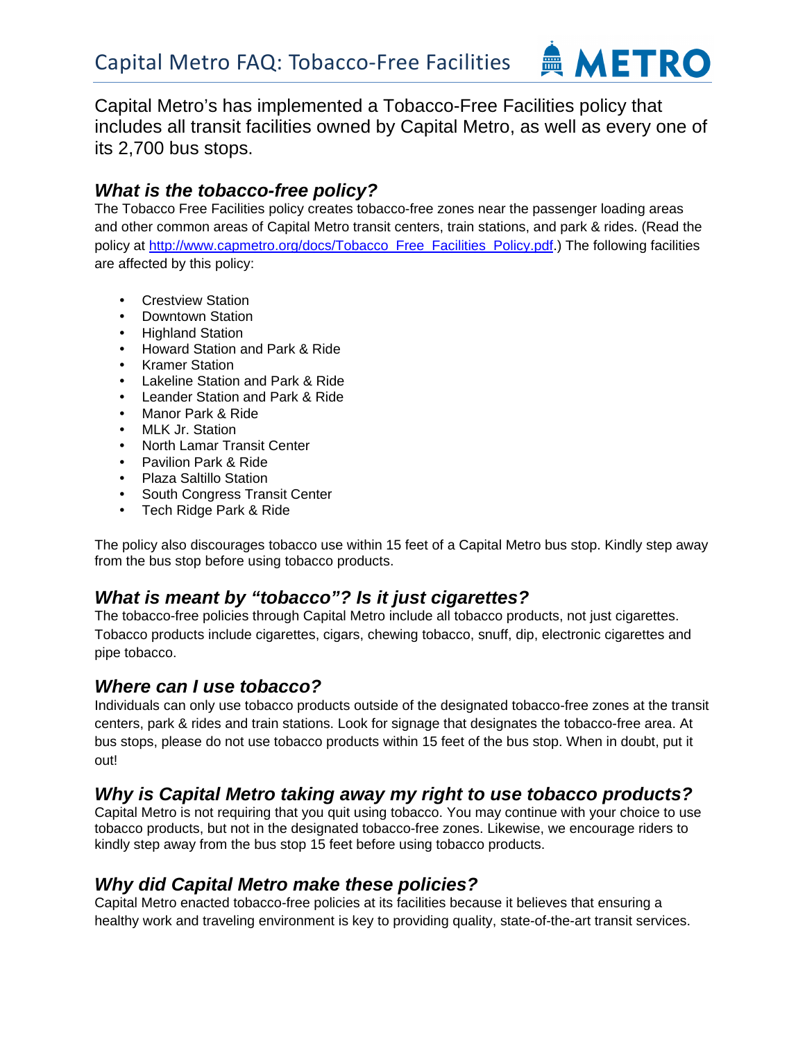# Capital Metro FAQ: Tobacco-Free Facilities

METRO

Capital Metro's has implemented a Tobacco-Free Facilities policy that includes all transit facilities owned by Capital Metro, as well as every one of its 2,700 bus stops.

## *What is the tobacco-free policy?*

The Tobacco Free Facilities policy creates tobacco-free zones near the passenger loading areas and other common areas of Capital Metro transit centers, train stations, and park & rides. (Read the policy at http://www.capmetro.org/docs/Tobacco_Free_Facilities_Policy.pdf.) The following facilities are affected by this policy:

- Crestview Station
- Downtown Station
- Highland Station
- Howard Station and Park & Ride
- Kramer Station
- Lakeline Station and Park & Ride
- Leander Station and Park & Ride
- Manor Park & Ride
- MLK Jr. Station
- North Lamar Transit Center
- Pavilion Park & Ride
- Plaza Saltillo Station
- South Congress Transit Center
- Tech Ridge Park & Ride

The policy also discourages tobacco use within 15 feet of a Capital Metro bus stop. Kindly step away from the bus stop before using tobacco products.

## *What is meant by "tobacco"? Is it just cigarettes?*

The tobacco-free policies through Capital Metro include all tobacco products, not just cigarettes. Tobacco products include cigarettes, cigars, chewing tobacco, snuff, dip, electronic cigarettes and pipe tobacco.

## *Where can I use tobacco?*

Individuals can only use tobacco products outside of the designated tobacco-free zones at the transit centers, park & rides and train stations. Look for signage that designates the tobacco-free area. At bus stops, please do not use tobacco products within 15 feet of the bus stop. When in doubt, put it out!

## *Why is Capital Metro taking away my right to use tobacco products?*

Capital Metro is not requiring that you quit using tobacco. You may continue with your choice to use tobacco products, but not in the designated tobacco-free zones. Likewise, we encourage riders to kindly step away from the bus stop 15 feet before using tobacco products.

## *Why did Capital Metro make these policies?*

Capital Metro enacted tobacco-free policies at its facilities because it believes that ensuring a healthy work and traveling environment is key to providing quality, state-of-the-art transit services.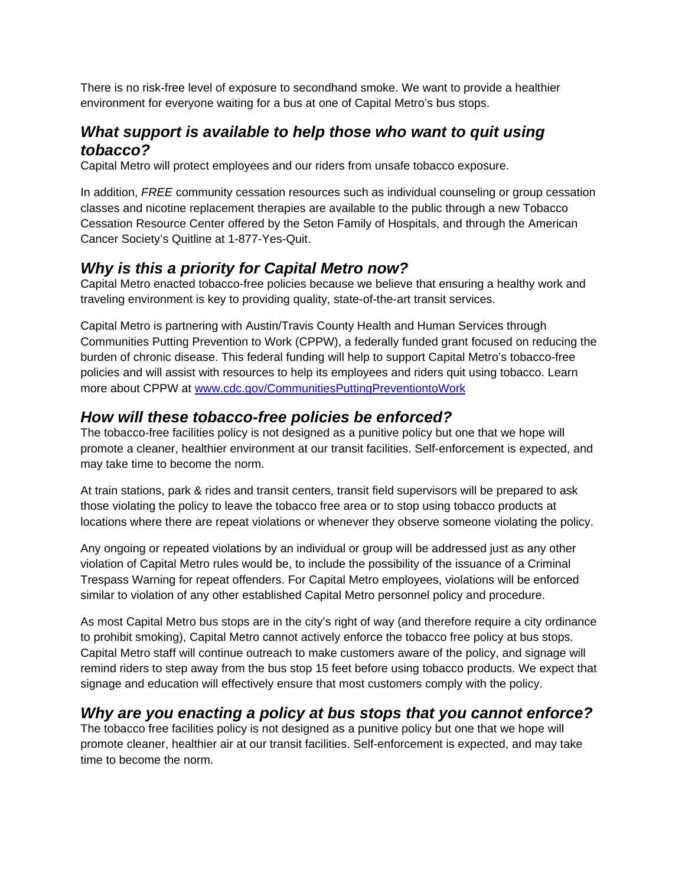There is no risk-free level of exposure to secondhand smoke. We want to provide a healthier environment for everyone waiting for a bus at one of Capital Metro's bus stops.

## *What support is available to help those who want to quit using tobacco?*

Capital Metro will protect employees and our riders from unsafe tobacco exposure.

In addition, *FREE* community cessation resources such as individual counseling or group cessation classes and nicotine replacement therapies are available to the public through a new Tobacco Cessation Resource Center offered by the Seton Family of Hospitals, and through the American Cancer Society's Quitline at 1-877-Yes-Quit.

## *Why is this a priority for Capital Metro now?*

Capital Metro enacted tobacco-free policies because we believe that ensuring a healthy work and traveling environment is key to providing quality, state-of-the-art transit services.

Capital Metro is partnering with Austin/Travis County Health and Human Services through Communities Putting Prevention to Work (CPPW), a federally funded grant focused on reducing the burden of chronic disease. This federal funding will help to support Capital Metro's tobacco-free policies and will assist with resources to help its employees and riders quit using tobacco. Learn more about CPPW at [www.cdc.gov/CommunitiesPuttingPreventiontoWork](http://www.cdc.gov/CommunitiesPuttingPreventiontoWork)

## *How will these tobacco-free policies be enforced?*

The tobacco-free facilities policy is not designed as a punitive policy but one that we hope will promote a cleaner, healthier environment at our transit facilities. Self-enforcement is expected, and may take time to become the norm.

At train stations, park & rides and transit centers, transit field supervisors will be prepared to ask those violating the policy to leave the tobacco free area or to stop using tobacco products at locations where there are repeat violations or whenever they observe someone violating the policy.

Any ongoing or repeated violations by an individual or group will be addressed just as any other violation of Capital Metro rules would be, to include the possibility of the issuance of a Criminal Trespass Warning for repeat offenders. For Capital Metro employees, violations will be enforced similar to violation of any other established Capital Metro personnel policy and procedure.

As most Capital Metro bus stops are in the city's right of way (and therefore require a city ordinance to prohibit smoking), Capital Metro cannot actively enforce the tobacco free policy at bus stops. Capital Metro staff will continue outreach to make customers aware of the policy, and signage will remind riders to step away from the bus stop 15 feet before using tobacco products. We expect that signage and education will effectively ensure that most customers comply with the policy.

## *Why are you enacting a policy at bus stops that you cannot enforce?*

The tobacco free facilities policy is not designed as a punitive policy but one that we hope will promote cleaner, healthier air at our transit facilities. Self-enforcement is expected, and may take time to become the norm.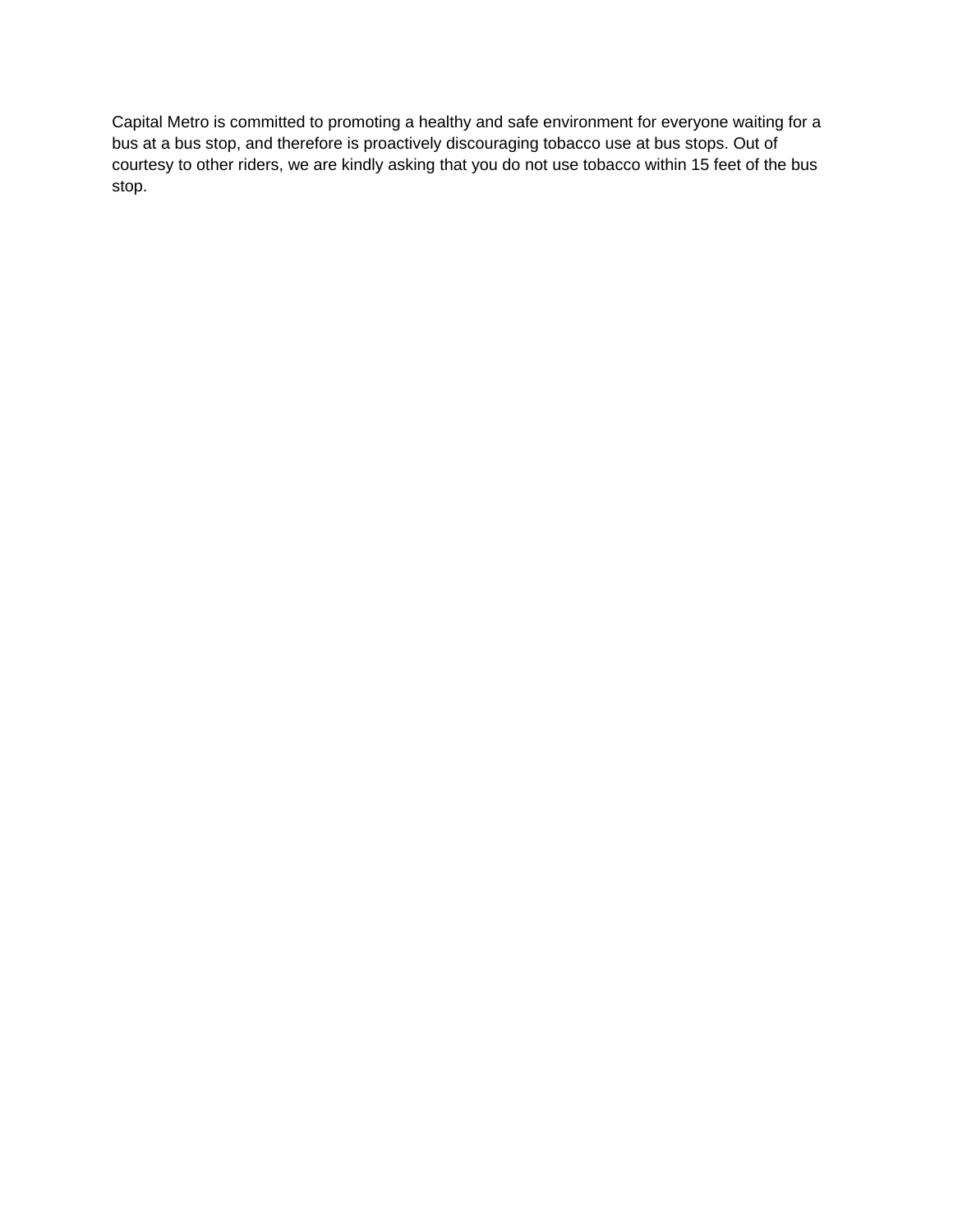Capital Metro is committed to promoting a healthy and safe environment for everyone waiting for a bus at a bus stop, and therefore is proactively discouraging tobacco use at bus stops. Out of courtesy to other riders, we are kindly asking that you do not use tobacco within 15 feet of the bus stop.